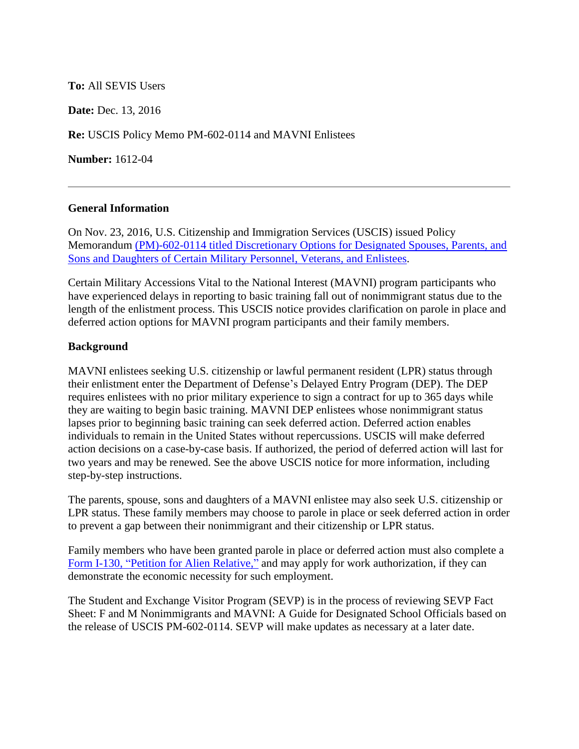**To:** All SEVIS Users

**Date:** Dec. 13, 2016

**Re:** USCIS Policy Memo PM-602-0114 and MAVNI Enlistees

**Number:** 1612-04

---

**General Information**

On Nov. 23, 2016, U.S. Citizenship and Immigration Services (USCIS) issued Policy Memorandum (PM)-602-0114 titled Discretionary Options for Designated Spouses, Parents, and Sons and Daughters of Certain Military Personnel, Veterans, and Enlistees.

Certain Military Accessions Vital to the National Interest (MAVNI) program participants who have experienced delays in reporting to basic training fall out of nonimmigrant status due to the length of the enlistment process. This USCIS notice provides clarification on parole in place and deferred action options for MAVNI program participants and their family members.

**Background**

MAVNI enlistees seeking U.S. citizenship or lawful permanent resident (LPR) status through their enlistment enter the Department of Defense's Delayed Entry Program (DEP). The DEP requires enlistees with no prior military experience to sign a contract for up to 365 days while they are waiting to begin basic training. MAVNI DEP enlistees whose nonimmigrant status lapses prior to beginning basic training can seek deferred action. Deferred action enables individuals to remain in the United States without repercussions. USCIS will make deferred action decisions on a case-by-case basis. If authorized, the period of deferred action will last for two years and may be renewed. See the above USCIS notice for more information, including step-by-step instructions.

The parents, spouse, sons and daughters of a MAVNI enlistee may also seek U.S. citizenship or LPR status. These family members may choose to parole in place or seek deferred action in order to prevent a gap between their nonimmigrant and their citizenship or LPR status.

Family members who have been granted parole in place or deferred action must also complete a Form I-130, "Petition for Alien Relative," and may apply for work authorization, if they can demonstrate the economic necessity for such employment.

The Student and Exchange Visitor Program (SEVP) is in the process of reviewing SEVP Fact Sheet: F and M Nonimmigrants and MAVNI: A Guide for Designated School Officials based on the release of USCIS PM-602-0114. SEVP will make updates as necessary at a later date.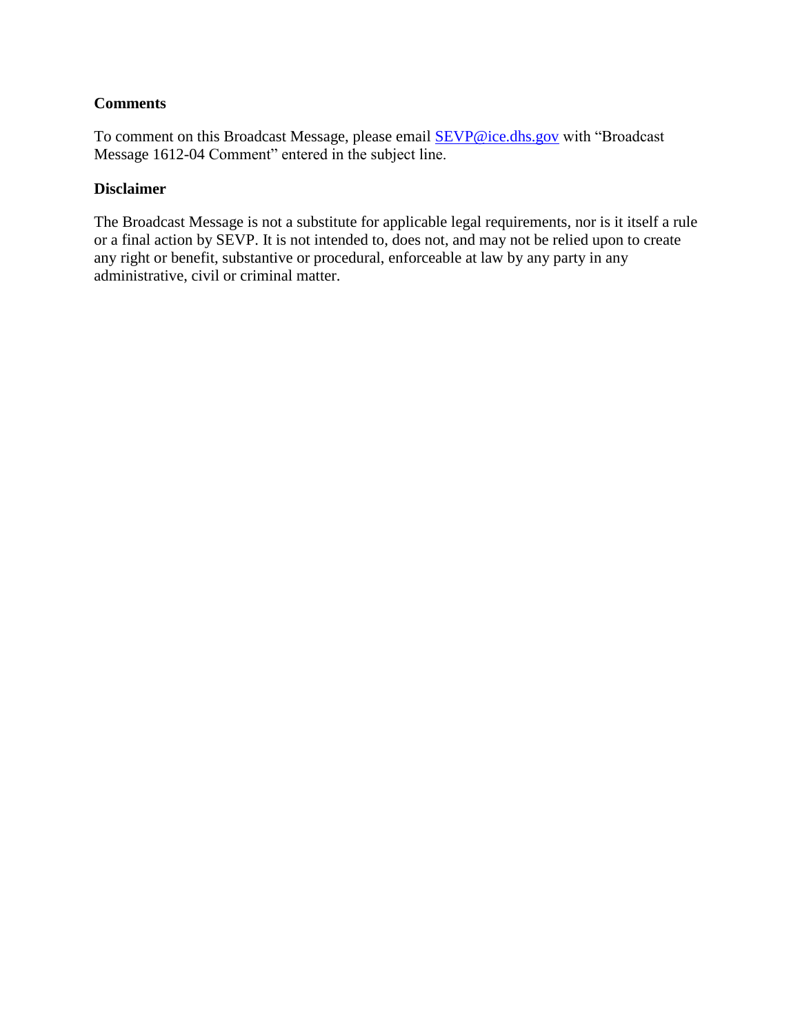**Comments**

To comment on this Broadcast Message, please email SEVP@ice.dhs.gov with "Broadcast Message 1612-04 Comment" entered in the subject line.

**Disclaimer**

The Broadcast Message is not a substitute for applicable legal requirements, nor is it itself a rule or a final action by SEVP. It is not intended to, does not, and may not be relied upon to create any right or benefit, substantive or procedural, enforceable at law by any party in any administrative, civil or criminal matter.